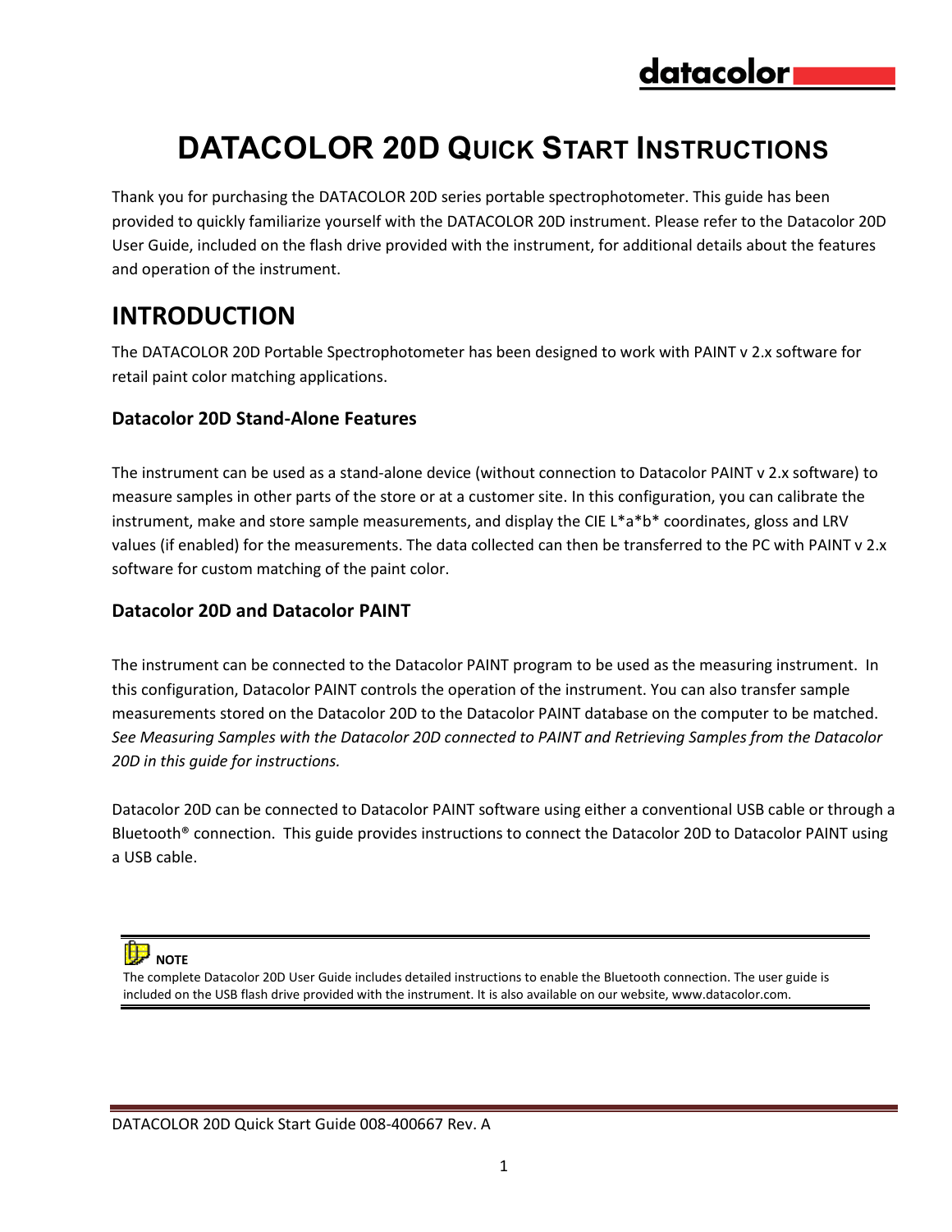# DATACOLOR 20D QUICK START INSTRUCTIONS

Thank you for purchasing the DATACOLOR 20D series portable spectrophotometer. This guide has been provided to quickly familiarize yourself with the DATACOLOR 20D instrument. Please refer to the Datacolor 20D User Guide, included on the flash drive provided with the instrument, for additional details about the features and operation of the instrument.

## INTRODUCTION

The DATACOLOR 20D Portable Spectrophotometer has been designed to work with PAINT v 2.x software for retail paint color matching applications.

### Datacolor 20D Stand-Alone Features

The instrument can be used as a stand-alone device (without connection to Datacolor PAINT v 2.x software) to measure samples in other parts of the store or at a customer site. In this configuration, you can calibrate the instrument, make and store sample measurements, and display the CIE L*a*b* coordinates, gloss and LRV values (if enabled) for the measurements. The data collected can then be transferred to the PC with PAINT v 2.x software for custom matching of the paint color.

### Datacolor 20D and Datacolor PAINT

The instrument can be connected to the Datacolor PAINT program to be used as the measuring instrument. In this configuration, Datacolor PAINT controls the operation of the instrument. You can also transfer sample measurements stored on the Datacolor 20D to the Datacolor PAINT database on the computer to be matched. *See Measuring Samples with the Datacolor 20D connected to PAINT and Retrieving Samples from the Datacolor 20D in this guide for instructions.*

Datacolor 20D can be connected to Datacolor PAINT software using either a conventional USB cable or through a Bluetooth® connection. This guide provides instructions to connect the Datacolor 20D to Datacolor PAINT using a USB cable.

> **NOTE**
> The complete Datacolor 20D User Guide includes detailed instructions to enable the Bluetooth connection. The user guide is included on the USB flash drive provided with the instrument. It is also available on our website, www.datacolor.com.

DATACOLOR 20D Quick Start Guide 008-400667 Rev. A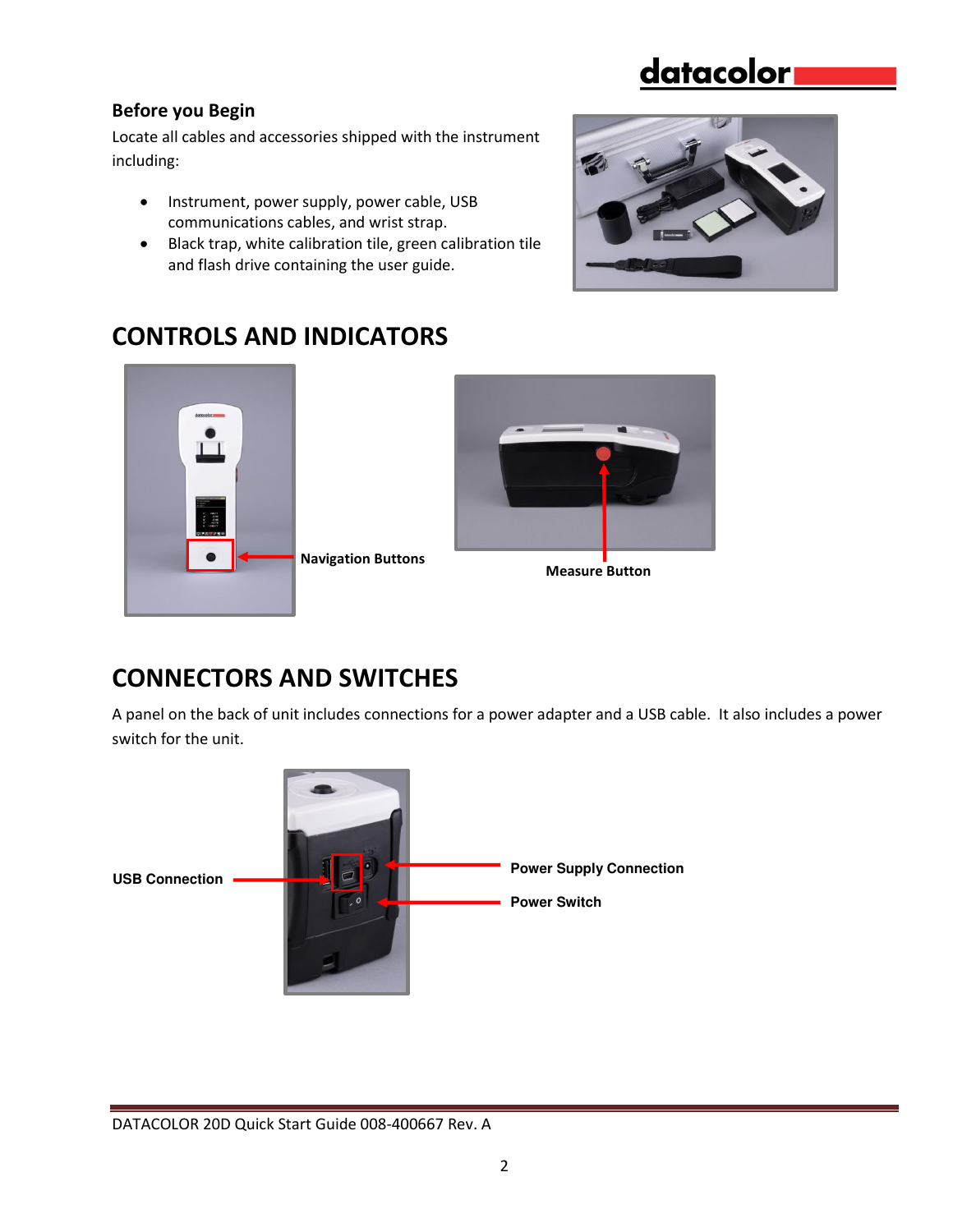### Before you Begin

Locate all cables and accessories shipped with the instrument including:

- Instrument, power supply, power cable, USB communications cables, and wrist strap.
- Black trap, white calibration tile, green calibration tile and flash drive containing the user guide.

## CONTROLS AND INDICATORS

**Navigation Buttons**

**Measure Button**

## CONNECTORS AND SWITCHES

A panel on the back of unit includes connections for a power adapter and a USB cable. It also includes a power switch for the unit.

**USB Connection**

**Power Supply Connection**

**Power Switch**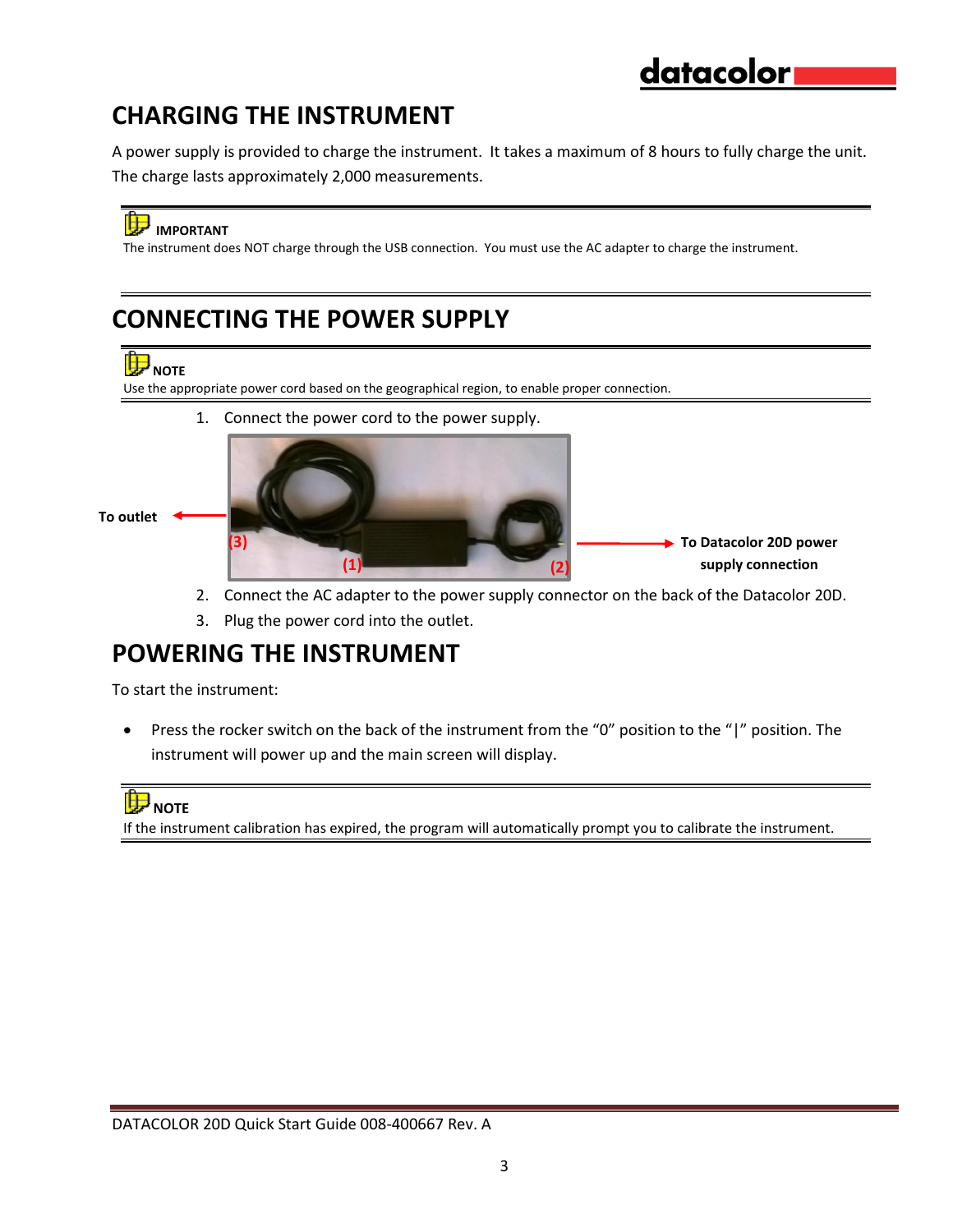## CHARGING THE INSTRUMENT

A power supply is provided to charge the instrument. It takes a maximum of 8 hours to fully charge the unit. The charge lasts approximately 2,000 measurements.

**IMPORTANT**
The instrument does NOT charge through the USB connection. You must use the AC adapter to charge the instrument.

## CONNECTING THE POWER SUPPLY

**NOTE**
Use the appropriate power cord based on the geographical region, to enable proper connection.

1. Connect the power cord to the power supply.

**To outlet** (3) (1) (2) **To Datacolor 20D power supply connection**

2. Connect the AC adapter to the power supply connector on the back of the Datacolor 20D.
3. Plug the power cord into the outlet.

## POWERING THE INSTRUMENT

To start the instrument:

- Press the rocker switch on the back of the instrument from the "0" position to the "|" position. The instrument will power up and the main screen will display.

**NOTE**
If the instrument calibration has expired, the program will automatically prompt you to calibrate the instrument.

DATACOLOR 20D Quick Start Guide 008-400667 Rev. A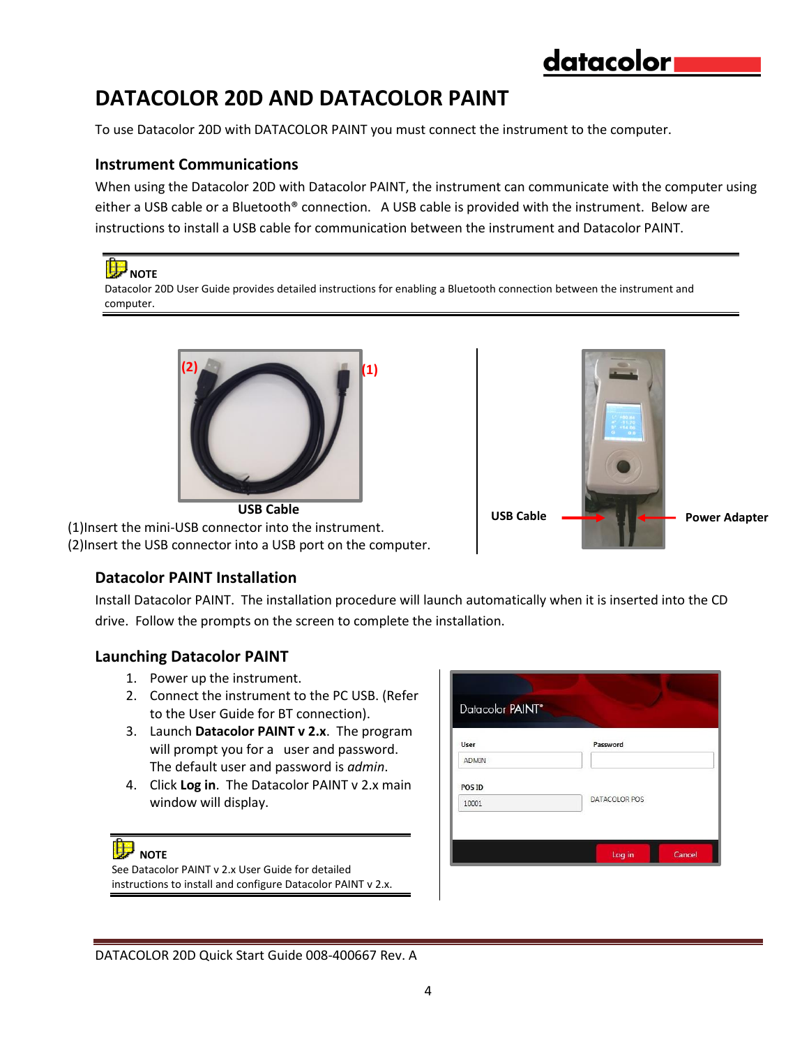# DATACOLOR 20D AND DATACOLOR PAINT

To use Datacolor 20D with DATACOLOR PAINT you must connect the instrument to the computer.

## Instrument Communications

When using the Datacolor 20D with Datacolor PAINT, the instrument can communicate with the computer using either a USB cable or a Bluetooth® connection. A USB cable is provided with the instrument. Below are instructions to install a USB cable for communication between the instrument and Datacolor PAINT.

> **NOTE**
> Datacolor 20D User Guide provides detailed instructions for enabling a Bluetooth connection between the instrument and computer.

**USB Cable**

(1)Insert the mini-USB connector into the instrument.
(2)Insert the USB connector into a USB port on the computer.

**USB Cable** **Power Adapter**

## Datacolor PAINT Installation

Install Datacolor PAINT. The installation procedure will launch automatically when it is inserted into the CD drive. Follow the prompts on the screen to complete the installation.

## Launching Datacolor PAINT

1. Power up the instrument.
2. Connect the instrument to the PC USB. (Refer to the User Guide for BT connection).
3. Launch **Datacolor PAINT v 2.x**. The program will prompt you for a user and password. The default user and password is *admin*.
4. Click **Log in**. The Datacolor PAINT v 2.x main window will display.

> **NOTE**
> See Datacolor PAINT v 2.x User Guide for detailed instructions to install and configure Datacolor PAINT v 2.x.

DATACOLOR 20D Quick Start Guide 008-400667 Rev. A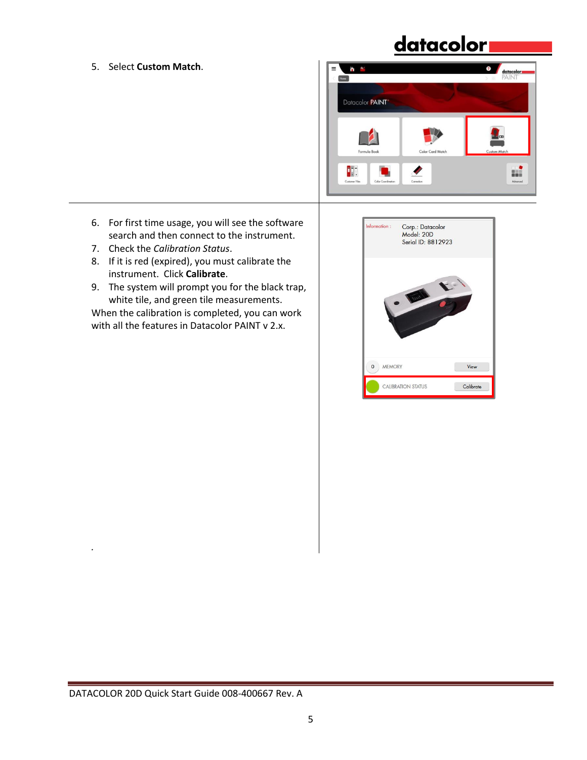5. Select **Custom Match**.

6. For first time usage, you will see the software search and then connect to the instrument.
7. Check the *Calibration Status*.
8. If it is red (expired), you must calibrate the instrument. Click **Calibrate**.
9. The system will prompt you for the black trap, white tile, and green tile measurements.

When the calibration is completed, you can work with all the features in Datacolor PAINT v 2.x.

.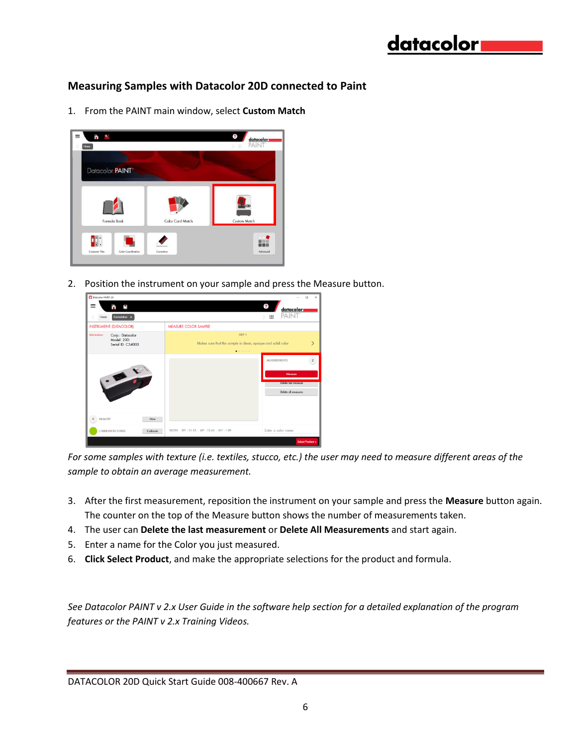## Measuring Samples with Datacolor 20D connected to Paint

1. From the PAINT main window, select **Custom Match**

2. Position the instrument on your sample and press the Measure button.

*For some samples with texture (i.e. textiles, stucco, etc.) the user may need to measure different areas of the sample to obtain an average measurement.*

3. After the first measurement, reposition the instrument on your sample and press the **Measure** button again. The counter on the top of the Measure button shows the number of measurements taken.
4. The user can **Delete the last measurement** or **Delete All Measurements** and start again.
5. Enter a name for the Color you just measured.
6. **Click Select Product**, and make the appropriate selections for the product and formula.

*See Datacolor PAINT v 2.x User Guide in the software help section for a detailed explanation of the program features or the PAINT v 2.x Training Videos.*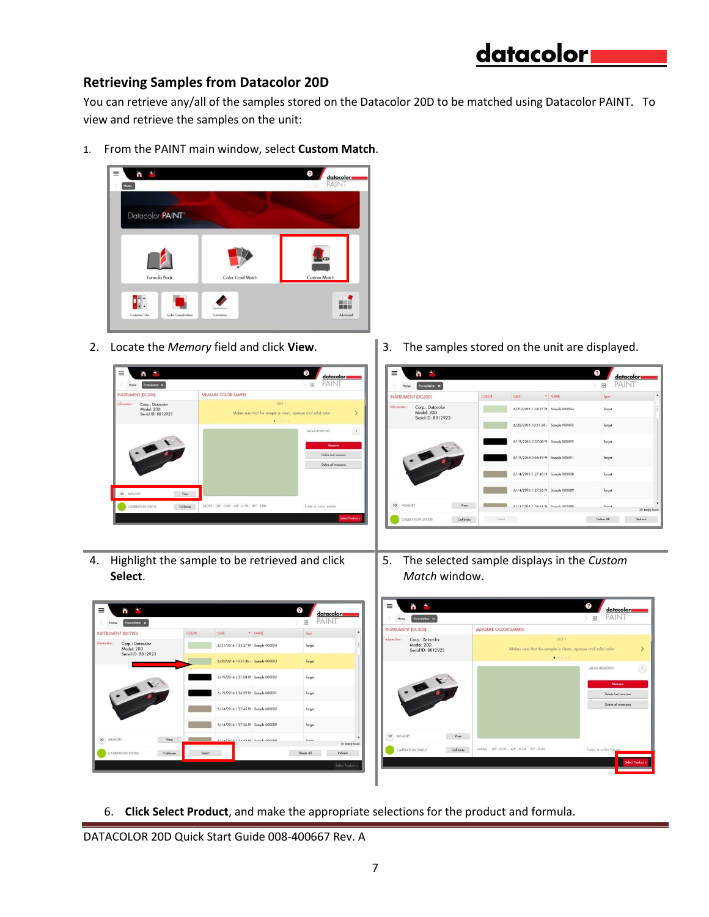## Retrieving Samples from Datacolor 20D

You can retrieve any/all of the samples stored on the Datacolor 20D to be matched using Datacolor PAINT. To view and retrieve the samples on the unit:

1. From the PAINT main window, select **Custom Match**.

2. Locate the *Memory* field and click **View**.

3. The samples stored on the unit are displayed.

4. Highlight the sample to be retrieved and click **Select**.

5. The selected sample displays in the *Custom Match* window.

6. **Click Select Product**, and make the appropriate selections for the product and formula.

DATACOLOR 20D Quick Start Guide 008-400667 Rev. A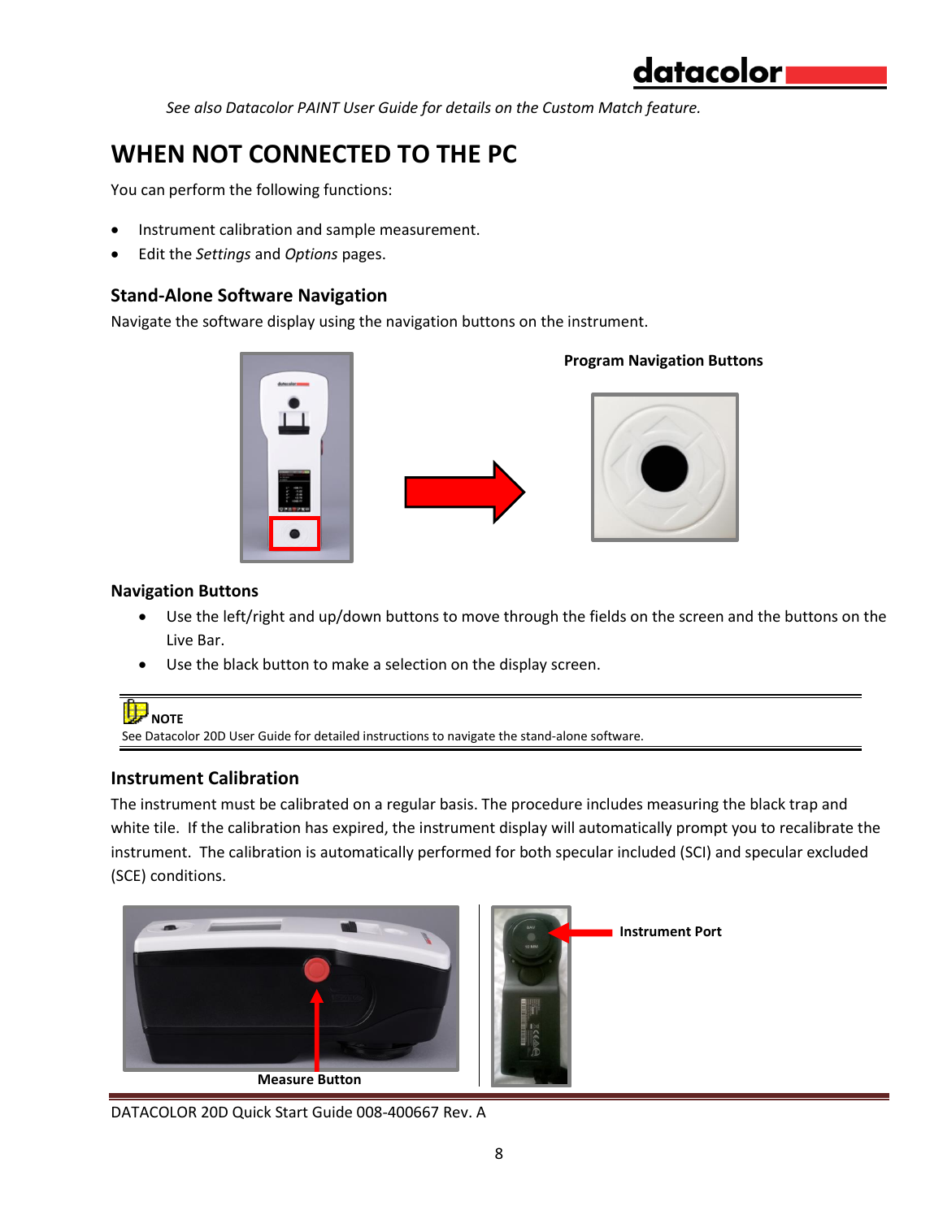*See also Datacolor PAINT User Guide for details on the Custom Match feature.*

# WHEN NOT CONNECTED TO THE PC

You can perform the following functions:

- Instrument calibration and sample measurement.
- Edit the *Settings* and *Options* pages.

## Stand-Alone Software Navigation

Navigate the software display using the navigation buttons on the instrument.

**Program Navigation Buttons**

### Navigation Buttons

- Use the left/right and up/down buttons to move through the fields on the screen and the buttons on the Live Bar.
- Use the black button to make a selection on the display screen.

---

**NOTE**

See Datacolor 20D User Guide for detailed instructions to navigate the stand-alone software.

---

## Instrument Calibration

The instrument must be calibrated on a regular basis. The procedure includes measuring the black trap and white tile. If the calibration has expired, the instrument display will automatically prompt you to recalibrate the instrument. The calibration is automatically performed for both specular included (SCI) and specular excluded (SCE) conditions.

**Measure Button**

**Instrument Port**

DATACOLOR 20D Quick Start Guide 008-400667 Rev. A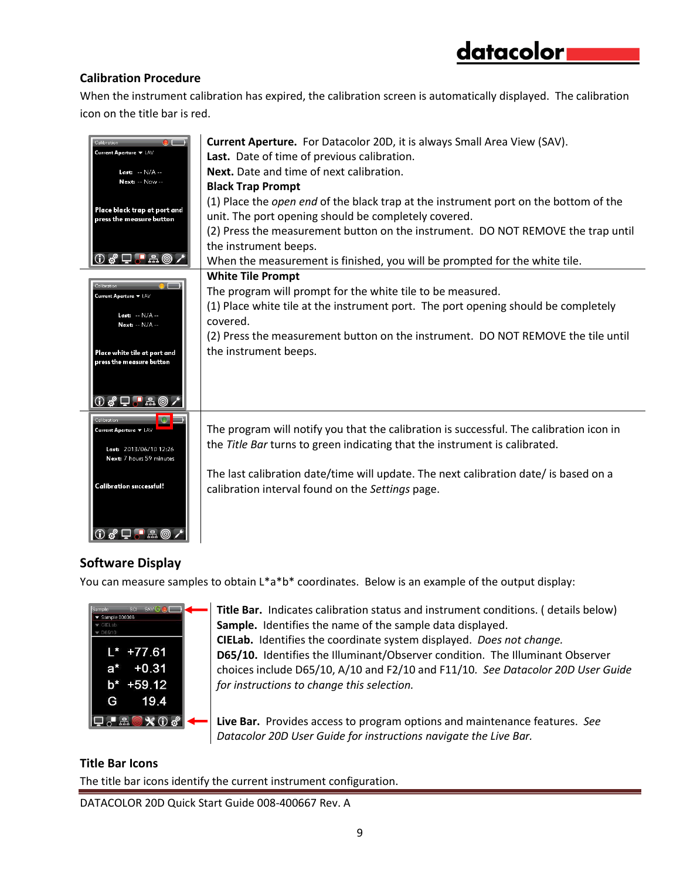## Calibration Procedure

When the instrument calibration has expired, the calibration screen is automatically displayed. The calibration icon on the title bar is red.

**Current Aperture.** For Datacolor 20D, it is always Small Area View (SAV).
**Last.** Date of time of previous calibration.
**Next.** Date and time of next calibration.
**Black Trap Prompt**
(1) Place the *open end* of the black trap at the instrument port on the bottom of the unit. The port opening should be completely covered.
(2) Press the measurement button on the instrument. DO NOT REMOVE the trap until the instrument beeps.
When the measurement is finished, you will be prompted for the white tile.

**White Tile Prompt**
The program will prompt for the white tile to be measured.
(1) Place white tile at the instrument port. The port opening should be completely covered.
(2) Press the measurement button on the instrument. DO NOT REMOVE the tile until the instrument beeps.

The program will notify you that the calibration is successful. The calibration icon in the *Title Bar* turns to green indicating that the instrument is calibrated.

The last calibration date/time will update. The next calibration date/ is based on a calibration interval found on the *Settings* page.

## Software Display

You can measure samples to obtain L*a*b* coordinates. Below is an example of the output display:

**Title Bar.** Indicates calibration status and instrument conditions. ( details below)
**Sample.** Identifies the name of the sample data displayed.
**CIELab.** Identifies the coordinate system displayed. *Does not change.*
**D65/10.** Identifies the Illuminant/Observer condition. The Illuminant Observer choices include D65/10, A/10 and F2/10 and F11/10. *See Datacolor 20D User Guide for instructions to change this selection.*

**Live Bar.** Provides access to program options and maintenance features. *See Datacolor 20D User Guide for instructions navigate the Live Bar.*

## Title Bar Icons

The title bar icons identify the current instrument configuration.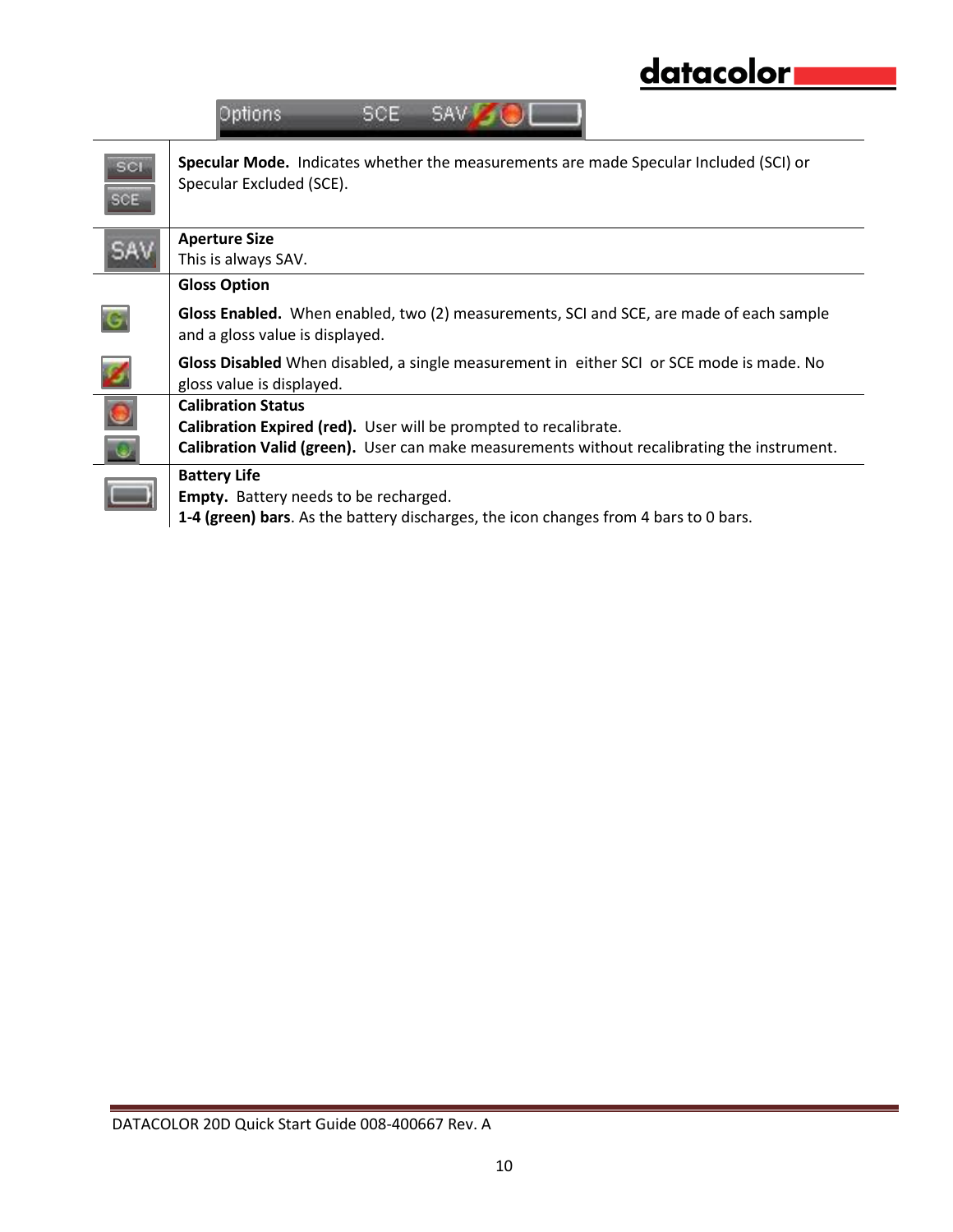| | |
|---|---|
| SCI / SCE | **Specular Mode.** Indicates whether the measurements are made Specular Included (SCI) or Specular Excluded (SCE). |
| SAV | **Aperture Size**<br>This is always SAV. |
| | **Gloss Option**<br>**Gloss Enabled.** When enabled, two (2) measurements, SCI and SCE, are made of each sample and a gloss value is displayed.<br>**Gloss Disabled** When disabled, a single measurement in either SCI or SCE mode is made. No gloss value is displayed. |
| | **Calibration Status**<br>**Calibration Expired (red).** User will be prompted to recalibrate.<br>**Calibration Valid (green).** User can make measurements without recalibrating the instrument. |
| | **Battery Life**<br>**Empty.** Battery needs to be recharged.<br>**1-4 (green) bars**. As the battery discharges, the icon changes from 4 bars to 0 bars. |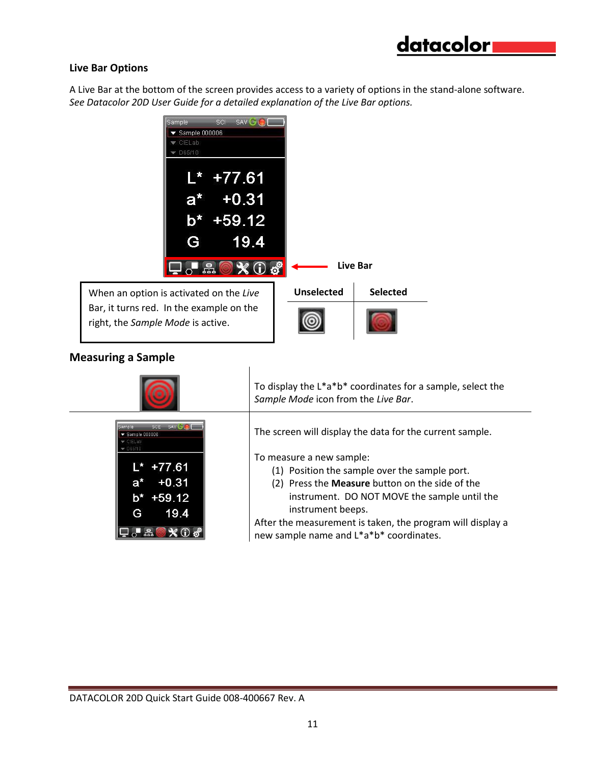### Live Bar Options

A Live Bar at the bottom of the screen provides access to a variety of options in the stand-alone software. *See Datacolor 20D User Guide for a detailed explanation of the Live Bar options.*

Live Bar

When an option is activated on the *Live* Bar, it turns red. In the example on the right, the *Sample Mode* is active.

| Unselected | Selected |
| --- | --- |
| | |

## Measuring a Sample

| | |
| --- | --- |
| | To display the L*a*b* coordinates for a sample, select the *Sample Mode* icon from the *Live Bar*. |
| | The screen will display the data for the current sample.<br><br>To measure a new sample:<br>(1) Position the sample over the sample port.<br>(2) Press the **Measure** button on the side of the instrument. DO NOT MOVE the sample until the instrument beeps.<br>After the measurement is taken, the program will display a new sample name and L*a*b* coordinates. |